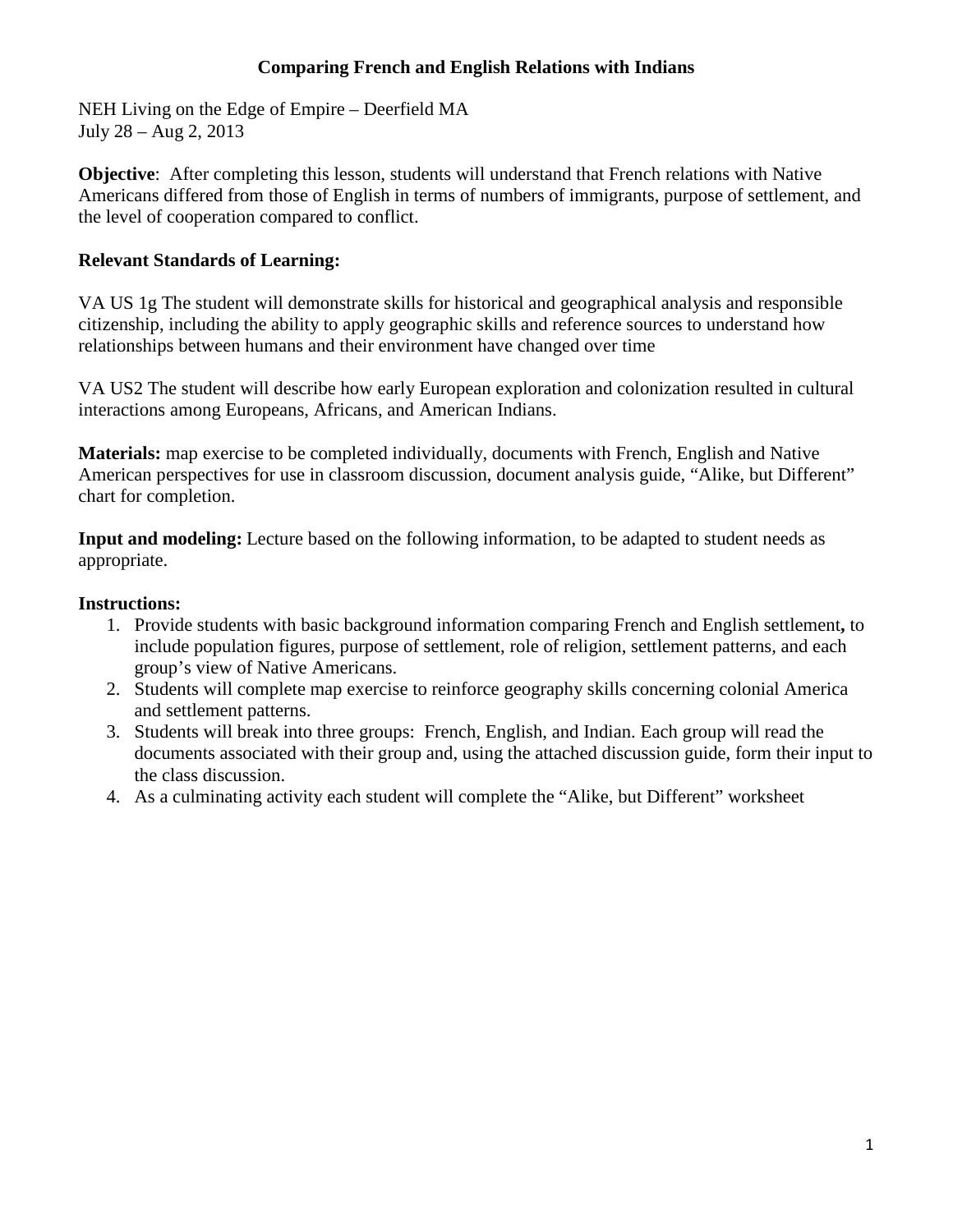# Comparing French and English Relations with Indians

NEH Living on the Edge of Empire – Deerfield MA
July 28 – Aug 2, 2013

**Objective**: After completing this lesson, students will understand that French relations with Native Americans differed from those of English in terms of numbers of immigrants, purpose of settlement, and the level of cooperation compared to conflict.

**Relevant Standards of Learning:**

VA US 1g The student will demonstrate skills for historical and geographical analysis and responsible citizenship, including the ability to apply geographic skills and reference sources to understand how relationships between humans and their environment have changed over time

VA US2 The student will describe how early European exploration and colonization resulted in cultural interactions among Europeans, Africans, and American Indians.

**Materials:** map exercise to be completed individually, documents with French, English and Native American perspectives for use in classroom discussion, document analysis guide, "Alike, but Different" chart for completion.

**Input and modeling:** Lecture based on the following information, to be adapted to student needs as appropriate.

**Instructions:**

1. Provide students with basic background information comparing French and English settlement**,** to include population figures, purpose of settlement, role of religion, settlement patterns, and each group's view of Native Americans.
2. Students will complete map exercise to reinforce geography skills concerning colonial America and settlement patterns.
3. Students will break into three groups: French, English, and Indian. Each group will read the documents associated with their group and, using the attached discussion guide, form their input to the class discussion.
4. As a culminating activity each student will complete the "Alike, but Different" worksheet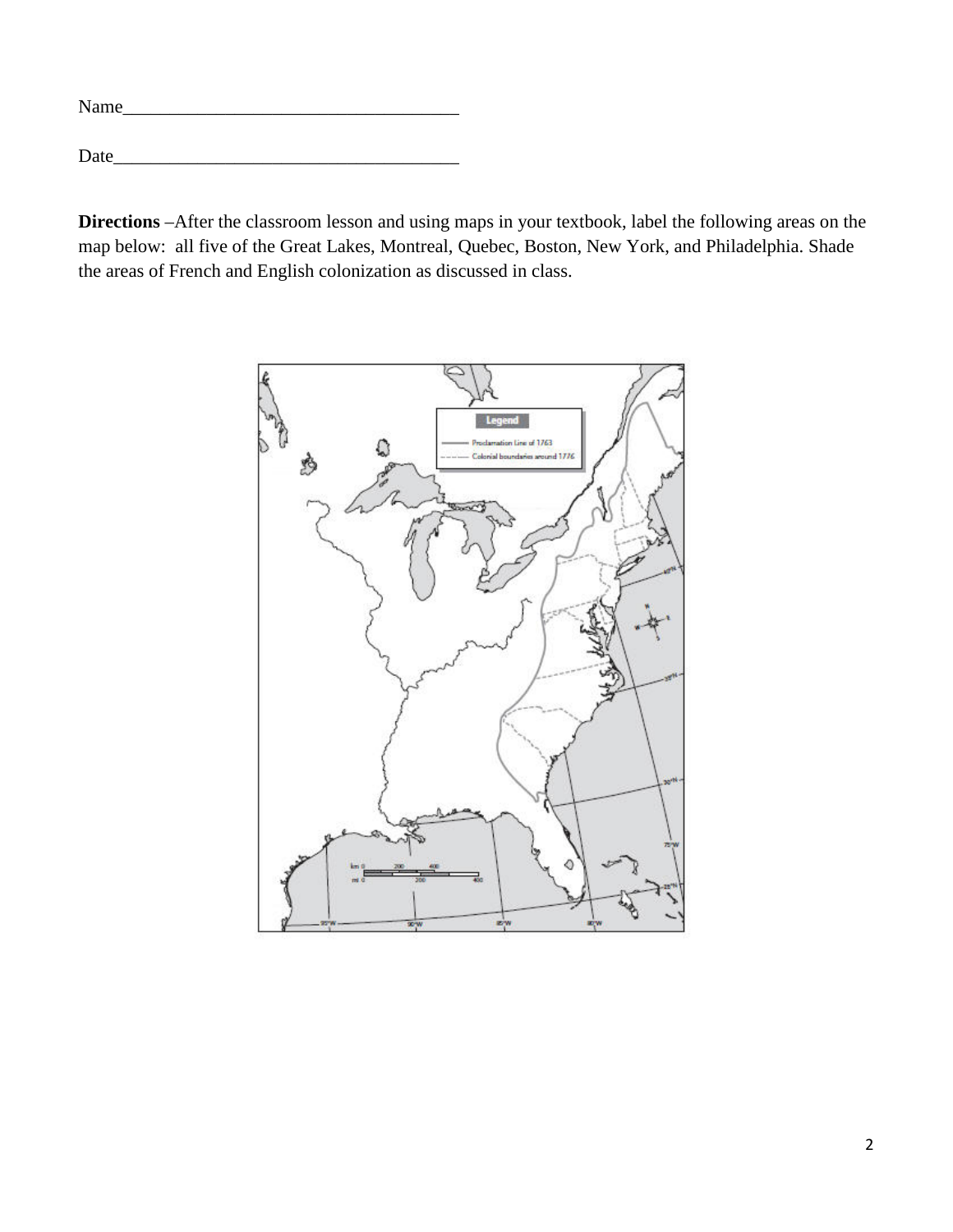Name____________________________________

Date_____________________________________

**Directions** –After the classroom lesson and using maps in your textbook, label the following areas on the map below: all five of the Great Lakes, Montreal, Quebec, Boston, New York, and Philadelphia. Shade the areas of French and English colonization as discussed in class.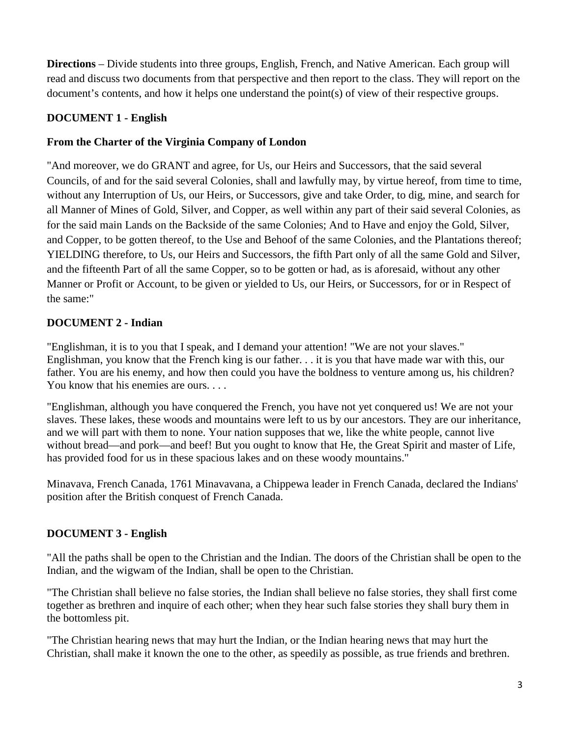**Directions** – Divide students into three groups, English, French, and Native American. Each group will read and discuss two documents from that perspective and then report to the class. They will report on the document's contents, and how it helps one understand the point(s) of view of their respective groups.

## DOCUMENT 1 - English

### From the Charter of the Virginia Company of London

"And moreover, we do GRANT and agree, for Us, our Heirs and Successors, that the said several Councils, of and for the said several Colonies, shall and lawfully may, by virtue hereof, from time to time, without any Interruption of Us, our Heirs, or Successors, give and take Order, to dig, mine, and search for all Manner of Mines of Gold, Silver, and Copper, as well within any part of their said several Colonies, as for the said main Lands on the Backside of the same Colonies; And to Have and enjoy the Gold, Silver, and Copper, to be gotten thereof, to the Use and Behoof of the same Colonies, and the Plantations thereof; YIELDING therefore, to Us, our Heirs and Successors, the fifth Part only of all the same Gold and Silver, and the fifteenth Part of all the same Copper, so to be gotten or had, as is aforesaid, without any other Manner or Profit or Account, to be given or yielded to Us, our Heirs, or Successors, for or in Respect of the same:"

## DOCUMENT 2 - Indian

"Englishman, it is to you that I speak, and I demand your attention! "We are not your slaves." Englishman, you know that the French king is our father. . . it is you that have made war with this, our father. You are his enemy, and how then could you have the boldness to venture among us, his children? You know that his enemies are ours. . . .

"Englishman, although you have conquered the French, you have not yet conquered us! We are not your slaves. These lakes, these woods and mountains were left to us by our ancestors. They are our inheritance, and we will part with them to none. Your nation supposes that we, like the white people, cannot live without bread—and pork—and beef! But you ought to know that He, the Great Spirit and master of Life, has provided food for us in these spacious lakes and on these woody mountains."

Minavava, French Canada, 1761 Minavavana, a Chippewa leader in French Canada, declared the Indians' position after the British conquest of French Canada.

## DOCUMENT 3 - English

"All the paths shall be open to the Christian and the Indian. The doors of the Christian shall be open to the Indian, and the wigwam of the Indian, shall be open to the Christian.

"The Christian shall believe no false stories, the Indian shall believe no false stories, they shall first come together as brethren and inquire of each other; when they hear such false stories they shall bury them in the bottomless pit.

"The Christian hearing news that may hurt the Indian, or the Indian hearing news that may hurt the Christian, shall make it known the one to the other, as speedily as possible, as true friends and brethren.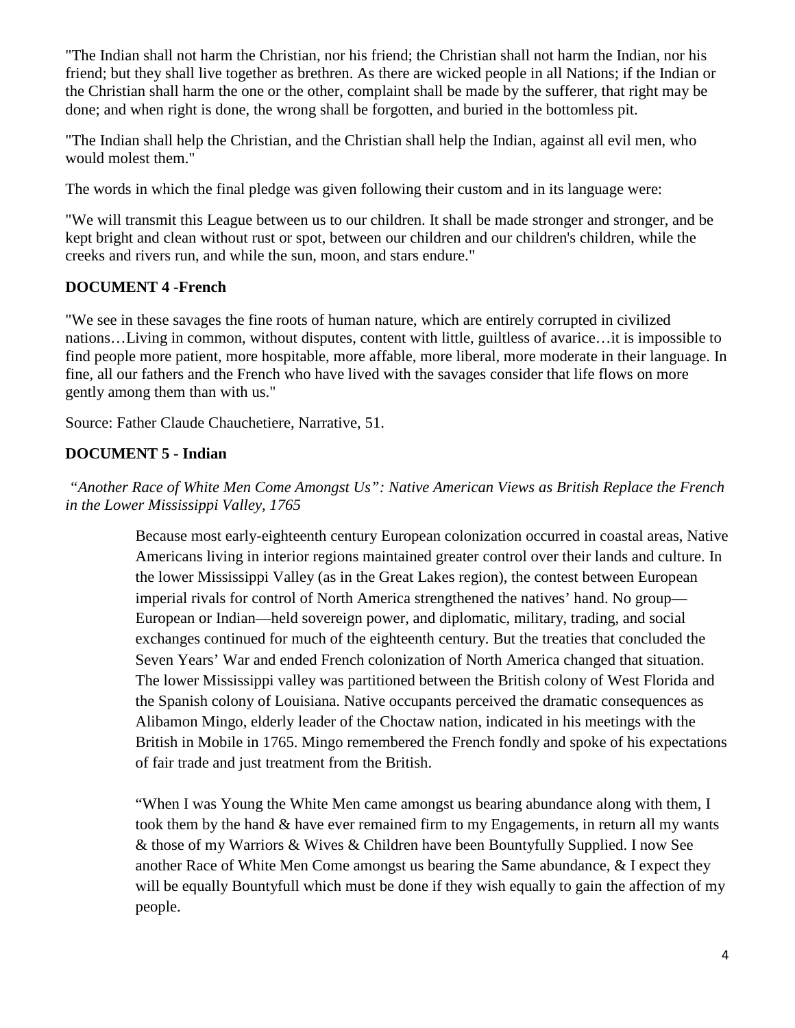"The Indian shall not harm the Christian, nor his friend; the Christian shall not harm the Indian, nor his friend; but they shall live together as brethren. As there are wicked people in all Nations; if the Indian or the Christian shall harm the one or the other, complaint shall be made by the sufferer, that right may be done; and when right is done, the wrong shall be forgotten, and buried in the bottomless pit.

"The Indian shall help the Christian, and the Christian shall help the Indian, against all evil men, who would molest them."

The words in which the final pledge was given following their custom and in its language were:

"We will transmit this League between us to our children. It shall be made stronger and stronger, and be kept bright and clean without rust or spot, between our children and our children's children, while the creeks and rivers run, and while the sun, moon, and stars endure."

### DOCUMENT 4 -French

"We see in these savages the fine roots of human nature, which are entirely corrupted in civilized nations…Living in common, without disputes, content with little, guiltless of avarice…it is impossible to find people more patient, more hospitable, more affable, more liberal, more moderate in their language. In fine, all our fathers and the French who have lived with the savages consider that life flows on more gently among them than with us."

Source: Father Claude Chauchetiere, Narrative, 51.

### DOCUMENT 5 - Indian

*"Another Race of White Men Come Amongst Us": Native American Views as British Replace the French in the Lower Mississippi Valley, 1765*

> Because most early-eighteenth century European colonization occurred in coastal areas, Native Americans living in interior regions maintained greater control over their lands and culture. In the lower Mississippi Valley (as in the Great Lakes region), the contest between European imperial rivals for control of North America strengthened the natives' hand. No group—European or Indian—held sovereign power, and diplomatic, military, trading, and social exchanges continued for much of the eighteenth century. But the treaties that concluded the Seven Years' War and ended French colonization of North America changed that situation. The lower Mississippi valley was partitioned between the British colony of West Florida and the Spanish colony of Louisiana. Native occupants perceived the dramatic consequences as Alibamon Mingo, elderly leader of the Choctaw nation, indicated in his meetings with the British in Mobile in 1765. Mingo remembered the French fondly and spoke of his expectations of fair trade and just treatment from the British.
>
> "When I was Young the White Men came amongst us bearing abundance along with them, I took them by the hand & have ever remained firm to my Engagements, in return all my wants & those of my Warriors & Wives & Children have been Bountyfully Supplied. I now See another Race of White Men Come amongst us bearing the Same abundance, & I expect they will be equally Bountyfull which must be done if they wish equally to gain the affection of my people.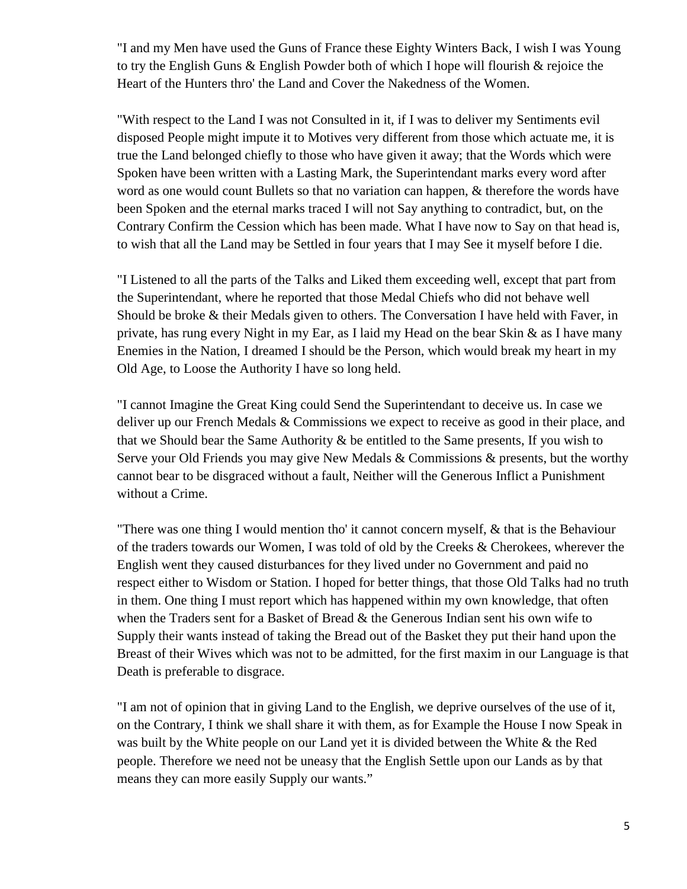"I and my Men have used the Guns of France these Eighty Winters Back, I wish I was Young to try the English Guns & English Powder both of which I hope will flourish & rejoice the Heart of the Hunters thro' the Land and Cover the Nakedness of the Women.

"With respect to the Land I was not Consulted in it, if I was to deliver my Sentiments evil disposed People might impute it to Motives very different from those which actuate me, it is true the Land belonged chiefly to those who have given it away; that the Words which were Spoken have been written with a Lasting Mark, the Superintendant marks every word after word as one would count Bullets so that no variation can happen, & therefore the words have been Spoken and the eternal marks traced I will not Say anything to contradict, but, on the Contrary Confirm the Cession which has been made. What I have now to Say on that head is, to wish that all the Land may be Settled in four years that I may See it myself before I die.

"I Listened to all the parts of the Talks and Liked them exceeding well, except that part from the Superintendant, where he reported that those Medal Chiefs who did not behave well Should be broke & their Medals given to others. The Conversation I have held with Faver, in private, has rung every Night in my Ear, as I laid my Head on the bear Skin & as I have many Enemies in the Nation, I dreamed I should be the Person, which would break my heart in my Old Age, to Loose the Authority I have so long held.

"I cannot Imagine the Great King could Send the Superintendant to deceive us. In case we deliver up our French Medals & Commissions we expect to receive as good in their place, and that we Should bear the Same Authority & be entitled to the Same presents, If you wish to Serve your Old Friends you may give New Medals & Commissions & presents, but the worthy cannot bear to be disgraced without a fault, Neither will the Generous Inflict a Punishment without a Crime.

"There was one thing I would mention tho' it cannot concern myself, & that is the Behaviour of the traders towards our Women, I was told of old by the Creeks & Cherokees, wherever the English went they caused disturbances for they lived under no Government and paid no respect either to Wisdom or Station. I hoped for better things, that those Old Talks had no truth in them. One thing I must report which has happened within my own knowledge, that often when the Traders sent for a Basket of Bread & the Generous Indian sent his own wife to Supply their wants instead of taking the Bread out of the Basket they put their hand upon the Breast of their Wives which was not to be admitted, for the first maxim in our Language is that Death is preferable to disgrace.

"I am not of opinion that in giving Land to the English, we deprive ourselves of the use of it, on the Contrary, I think we shall share it with them, as for Example the House I now Speak in was built by the White people on our Land yet it is divided between the White & the Red people. Therefore we need not be uneasy that the English Settle upon our Lands as by that means they can more easily Supply our wants."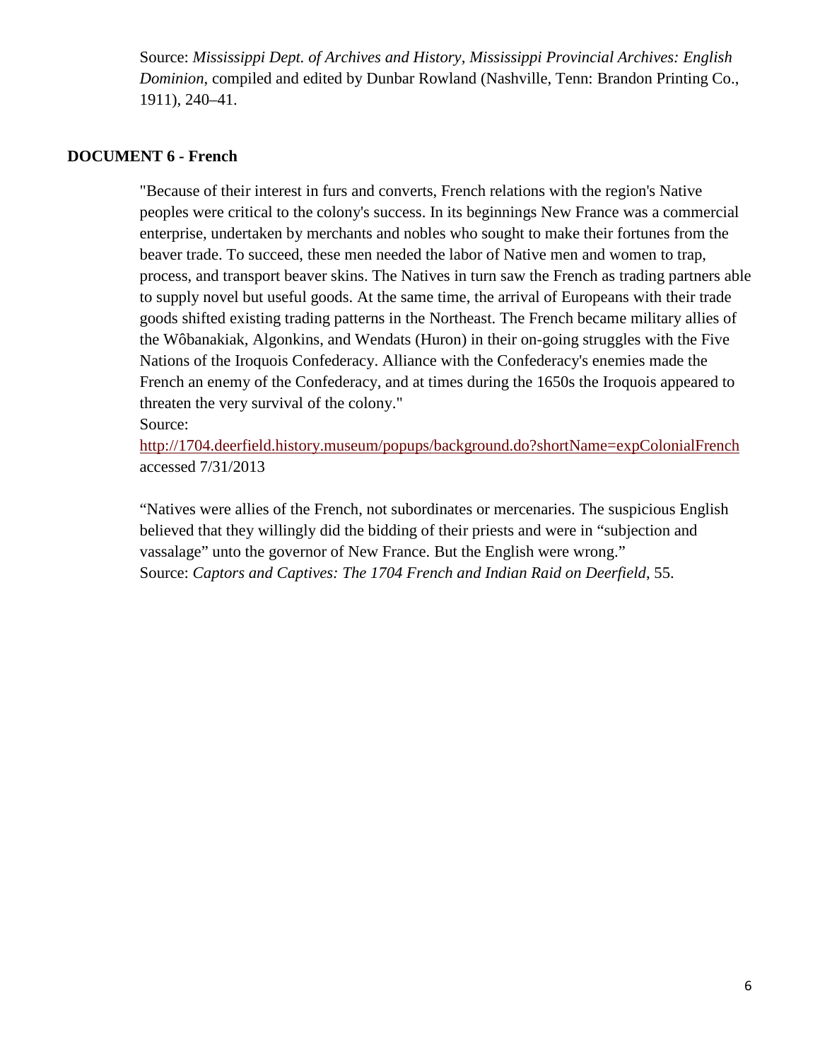Source: *Mississippi Dept. of Archives and History, Mississippi Provincial Archives: English Dominion*, compiled and edited by Dunbar Rowland (Nashville, Tenn: Brandon Printing Co., 1911), 240–41.

**DOCUMENT 6 - French**

"Because of their interest in furs and converts, French relations with the region's Native peoples were critical to the colony's success. In its beginnings New France was a commercial enterprise, undertaken by merchants and nobles who sought to make their fortunes from the beaver trade. To succeed, these men needed the labor of Native men and women to trap, process, and transport beaver skins. The Natives in turn saw the French as trading partners able to supply novel but useful goods. At the same time, the arrival of Europeans with their trade goods shifted existing trading patterns in the Northeast. The French became military allies of the Wôbanakiak, Algonkins, and Wendats (Huron) in their on-going struggles with the Five Nations of the Iroquois Confederacy. Alliance with the Confederacy's enemies made the French an enemy of the Confederacy, and at times during the 1650s the Iroquois appeared to threaten the very survival of the colony."

Source:
http://1704.deerfield.history.museum/popups/background.do?shortName=expColonialFrench accessed 7/31/2013

"Natives were allies of the French, not subordinates or mercenaries. The suspicious English believed that they willingly did the bidding of their priests and were in "subjection and vassalage" unto the governor of New France. But the English were wrong."
Source: *Captors and Captives: The 1704 French and Indian Raid on Deerfield*, 55.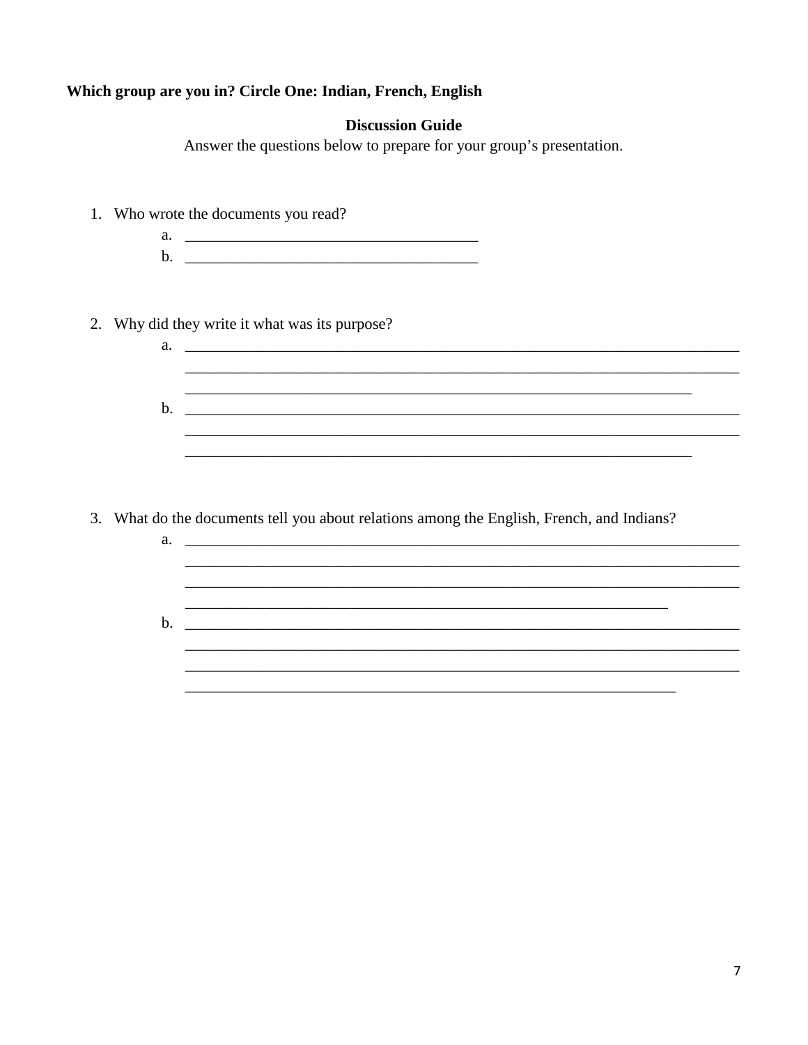**Which group are you in? Circle One: Indian, French, English**

**Discussion Guide**

Answer the questions below to prepare for your group's presentation.

1. Who wrote the documents you read?
   a. ______________________________________
   b. ______________________________________

2. Why did they write it what was its purpose?
   a. ________________________________________________________________________
   ________________________________________________________________________
   ___________________________________________________________________
   b. ________________________________________________________________________
   ________________________________________________________________________
   ___________________________________________________________________

3. What do the documents tell you about relations among the English, French, and Indians?
   a. ________________________________________________________________________
   ________________________________________________________________________
   ________________________________________________________________________
   ________________________________________________________________
   b. ________________________________________________________________________
   ________________________________________________________________________
   ________________________________________________________________________
   _________________________________________________________________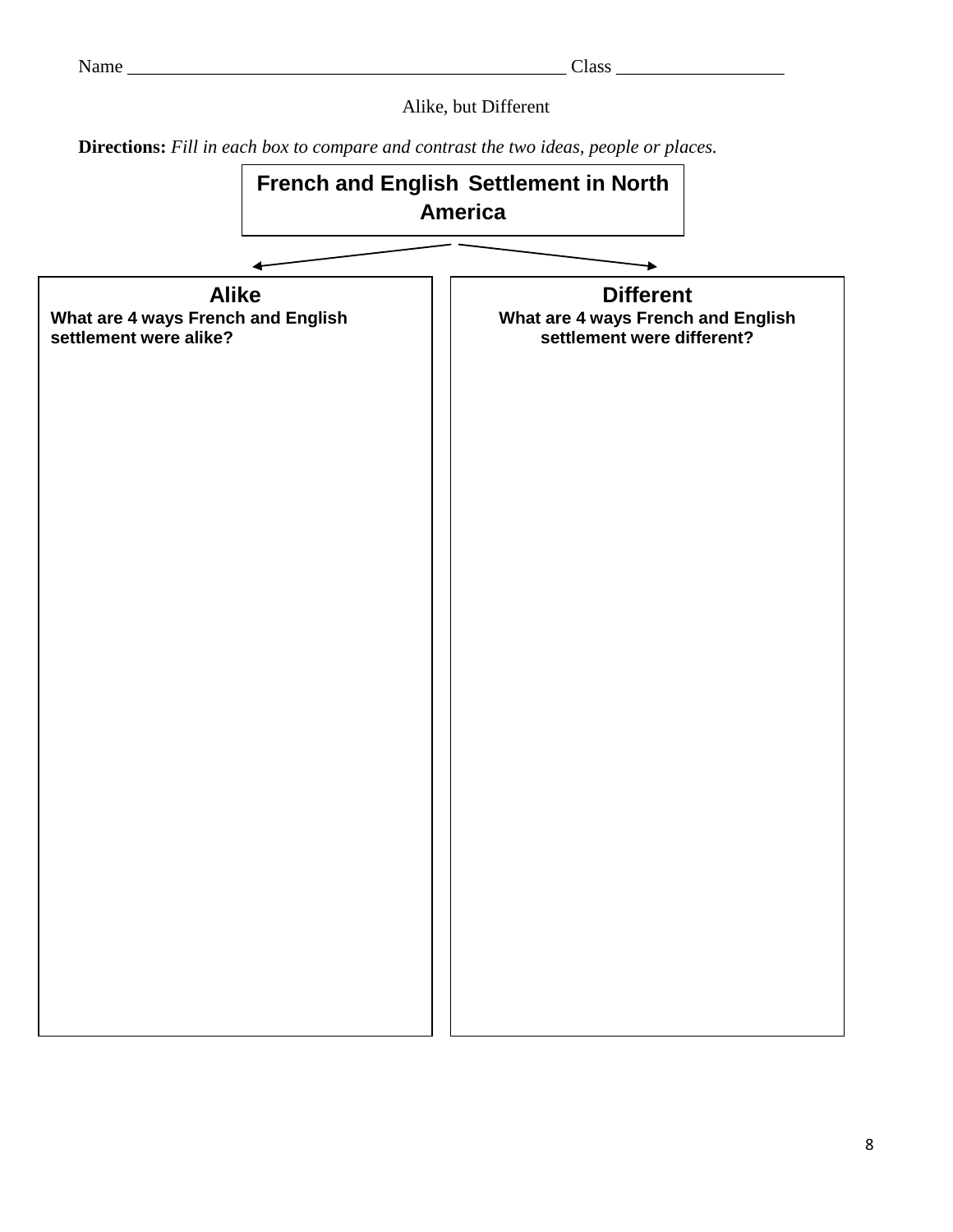Name _______________________________________________ Class __________________

Alike, but Different

**Directions:** *Fill in each box to compare and contrast the two ideas, people or places.*

**French and English Settlement in North America**

| **Alike** What are 4 ways French and English settlement were alike? | **Different** What are 4 ways French and English settlement were different? |
|---|---|
| | |